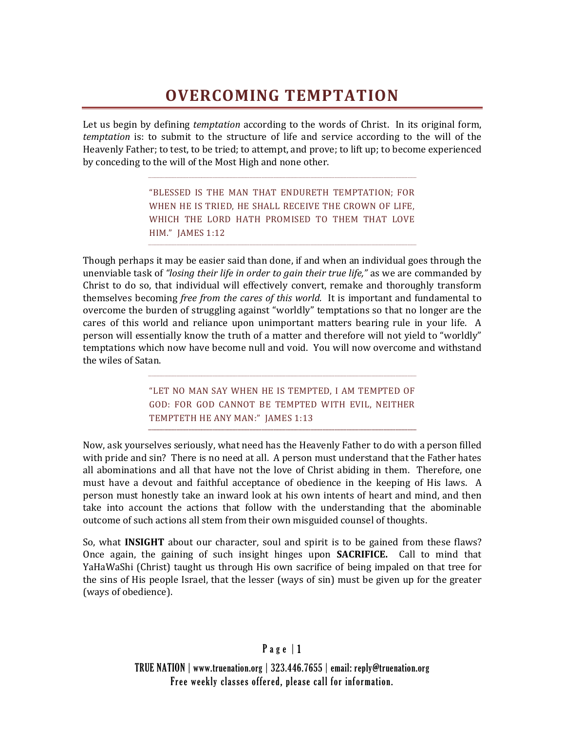# OVERCOMING TEMPTATION

Let us begin by defining *temptation* according to the words of Christ. In its original form, *temptation* is: to submit to the structure of life and service according to the will of the Heavenly Father; to test, to be tried; to attempt, and prove; to lift up; to become experienced by conceding to the will of the Most High and none other.

> "BLESSED IS THE MAN THAT ENDURETH TEMPTATION; FOR WHEN HE IS TRIED, HE SHALL RECEIVE THE CROWN OF LIFE, WHICH THE LORD HATH PROMISED TO THEM THAT LOVE HIM." JAMES 1:12

Though perhaps it may be easier said than done, if and when an individual goes through the unenviable task of *"losing their life in order to gain their true life,"* as we are commanded by Christ to do so, that individual will effectively convert, remake and thoroughly transform themselves becoming *free from the cares of this world.* It is important and fundamental to overcome the burden of struggling against "worldly" temptations so that no longer are the cares of this world and reliance upon unimportant matters bearing rule in your life. A person will essentially know the truth of a matter and therefore will not yield to "worldly" temptations which now have become null and void. You will now overcome and withstand the wiles of Satan.

> "LET NO MAN SAY WHEN HE IS TEMPTED, I AM TEMPTED OF GOD: FOR GOD CANNOT BE TEMPTED WITH EVIL, NEITHER TEMPTETH HE ANY MAN:" JAMES 1:13

Now, ask yourselves seriously, what need has the Heavenly Father to do with a person filled with pride and sin? There is no need at all. A person must understand that the Father hates all abominations and all that have not the love of Christ abiding in them. Therefore, one must have a devout and faithful acceptance of obedience in the keeping of His laws. A person must honestly take an inward look at his own intents of heart and mind, and then take into account the actions that follow with the understanding that the abominable outcome of such actions all stem from their own misguided counsel of thoughts.

So, what **INSIGHT** about our character, soul and spirit is to be gained from these flaws? Once again, the gaining of such insight hinges upon **SACRIFICE.** Call to mind that YaHaWaShi (Christ) taught us through His own sacrifice of being impaled on that tree for the sins of His people Israel, that the lesser (ways of sin) must be given up for the greater (ways of obedience).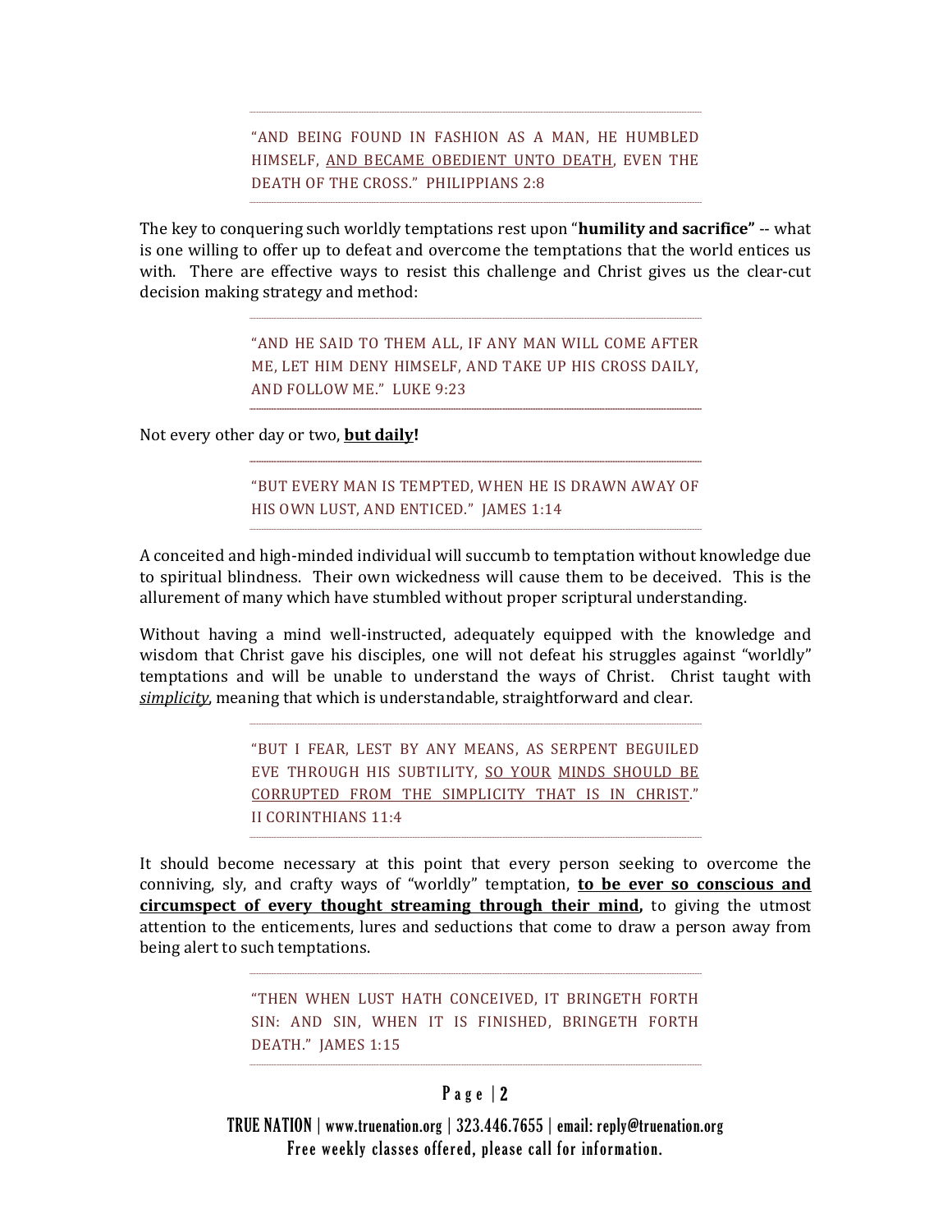> “AND BEING FOUND IN FASHION AS A MAN, HE HUMBLED HIMSELF, <u>AND BECAME OBEDIENT UNTO DEATH</u>, EVEN THE DEATH OF THE CROSS.” PHILIPPIANS 2:8

The key to conquering such worldly temptations rest upon “**humility and sacrifice”** -- what is one willing to offer up to defeat and overcome the temptations that the world entices us with. There are effective ways to resist this challenge and Christ gives us the clear-cut decision making strategy and method:

> “AND HE SAID TO THEM ALL, IF ANY MAN WILL COME AFTER ME, LET HIM DENY HIMSELF, AND TAKE UP HIS CROSS DAILY, AND FOLLOW ME.” LUKE 9:23

Not every other day or two, **<u>but daily</u>!**

> “BUT EVERY MAN IS TEMPTED, WHEN HE IS DRAWN AWAY OF HIS OWN LUST, AND ENTICED.” JAMES 1:14

A conceited and high-minded individual will succumb to temptation without knowledge due to spiritual blindness. Their own wickedness will cause them to be deceived. This is the allurement of many which have stumbled without proper scriptural understanding.

Without having a mind well-instructed, adequately equipped with the knowledge and wisdom that Christ gave his disciples, one will not defeat his struggles against “worldly” temptations and will be unable to understand the ways of Christ. Christ taught with ***<u>simplicity</u>***, meaning that which is understandable, straightforward and clear.

> “BUT I FEAR, LEST BY ANY MEANS, AS SERPENT BEGUILED EVE THROUGH HIS SUBTILITY, <u>SO YOUR MINDS SHOULD BE CORRUPTED FROM THE SIMPLICITY THAT IS IN CHRIST</u>.” II CORINTHIANS 11:4

It should become necessary at this point that every person seeking to overcome the conniving, sly, and crafty ways of “worldly” temptation, **<u>to be ever so conscious and circumspect of every thought streaming through their mind</u>,** to giving the utmost attention to the enticements, lures and seductions that come to draw a person away from being alert to such temptations.

> “THEN WHEN LUST HATH CONCEIVED, IT BRINGETH FORTH SIN: AND SIN, WHEN IT IS FINISHED, BRINGETH FORTH DEATH.” JAMES 1:15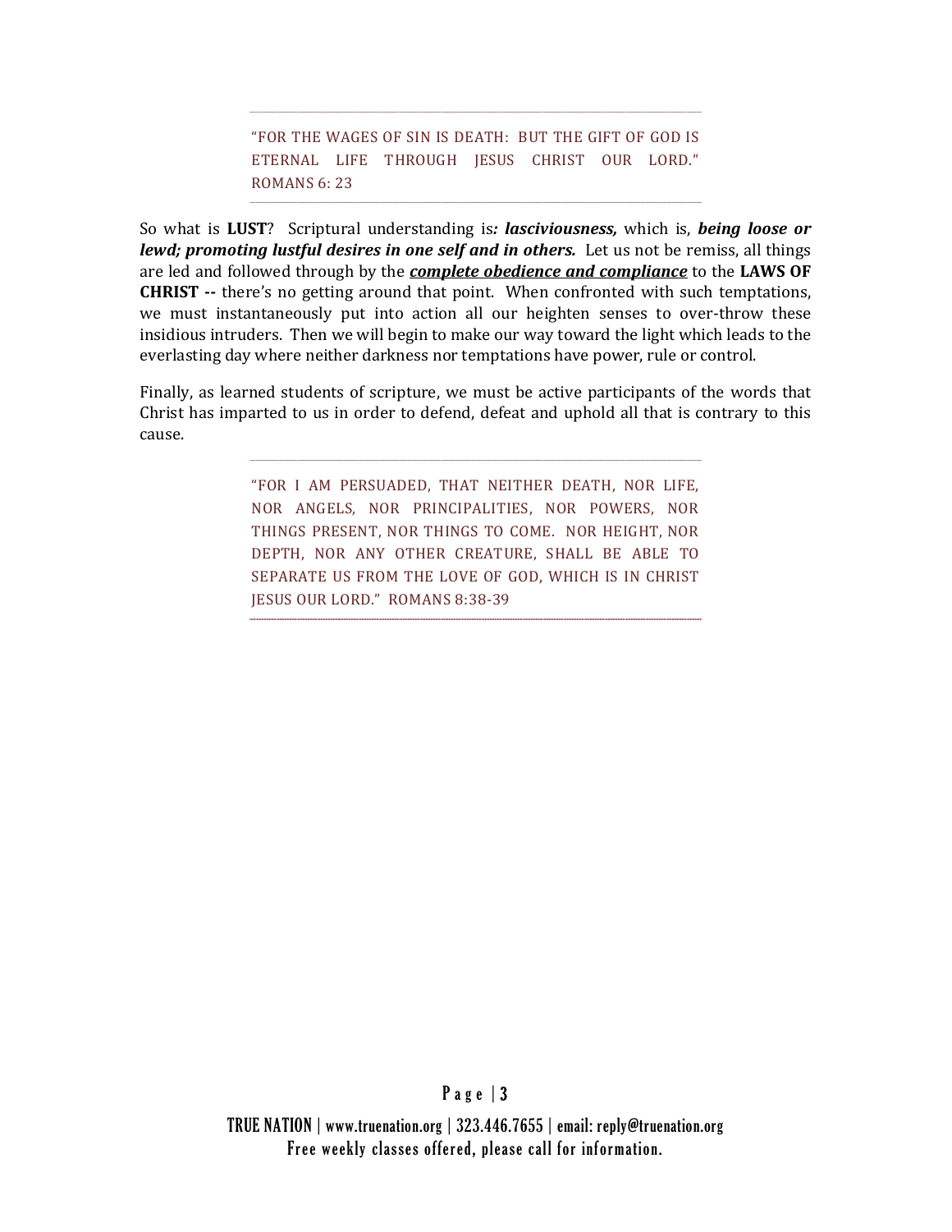"FOR THE WAGES OF SIN IS DEATH: BUT THE GIFT OF GOD IS ETERNAL LIFE THROUGH JESUS CHRIST OUR LORD." ROMANS 6: 23

So what is **LUST**? Scriptural understanding is***: lasciviousness,*** which is, ***being loose or lewd; promoting lustful desires in one self and in others.*** Let us not be remiss, all things are led and followed through by the ***complete obedience and compliance*** to the **LAWS OF CHRIST --** there's no getting around that point. When confronted with such temptations, we must instantaneously put into action all our heighten senses to over-throw these insidious intruders. Then we will begin to make our way toward the light which leads to the everlasting day where neither darkness nor temptations have power, rule or control.

Finally, as learned students of scripture, we must be active participants of the words that Christ has imparted to us in order to defend, defeat and uphold all that is contrary to this cause.

"FOR I AM PERSUADED, THAT NEITHER DEATH, NOR LIFE, NOR ANGELS, NOR PRINCIPALITIES, NOR POWERS, NOR THINGS PRESENT, NOR THINGS TO COME. NOR HEIGHT, NOR DEPTH, NOR ANY OTHER CREATURE, SHALL BE ABLE TO SEPARATE US FROM THE LOVE OF GOD, WHICH IS IN CHRIST JESUS OUR LORD." ROMANS 8:38-39